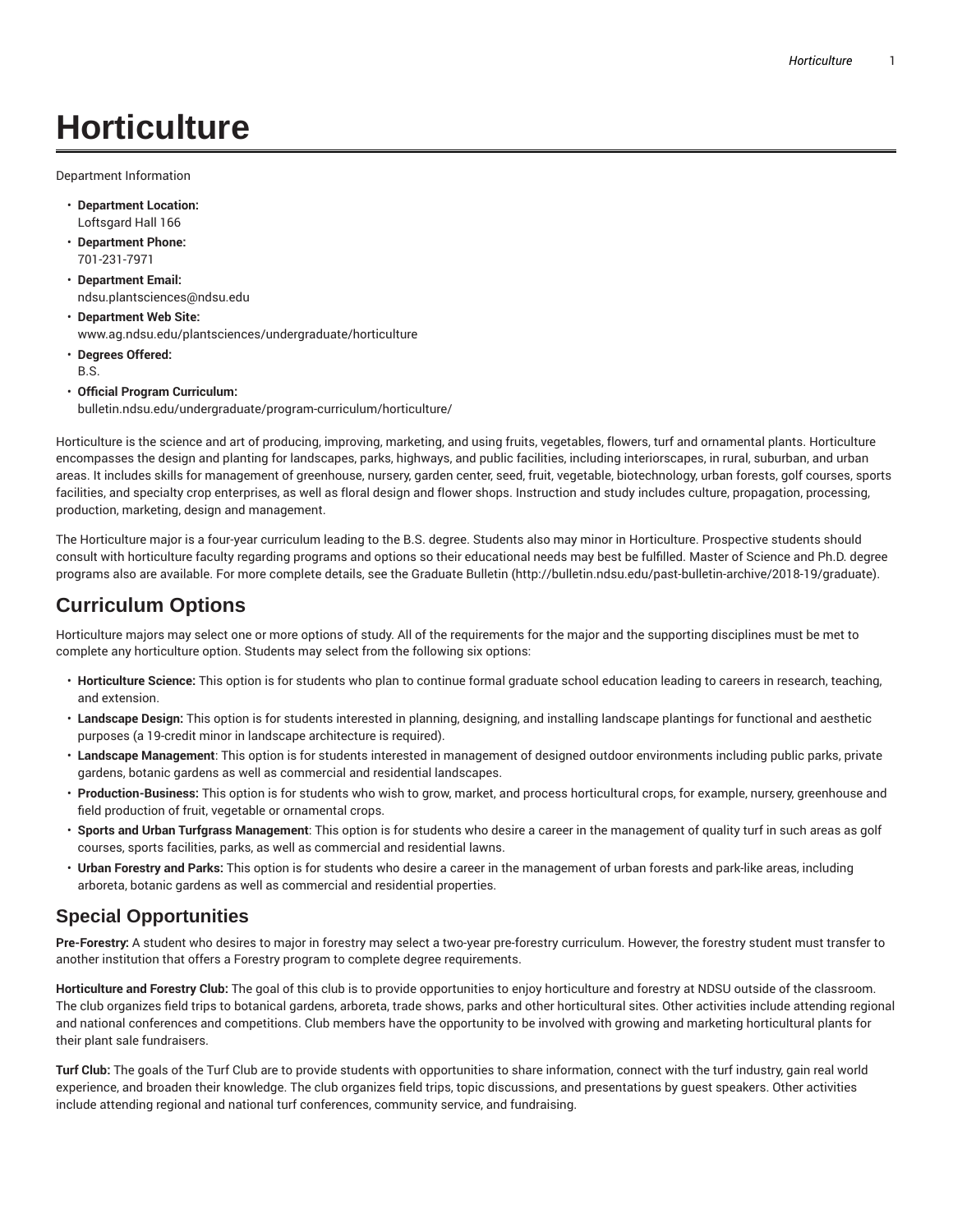# Horticulture

Department Information

- **Department Location:**
  Loftsgard Hall 166
- **Department Phone:**
  701-231-7971
- **Department Email:**
  ndsu.plantsciences@ndsu.edu
- **Department Web Site:**
  www.ag.ndsu.edu/plantsciences/undergraduate/horticulture
- **Degrees Offered:**
  B.S.
- **Official Program Curriculum:**
  bulletin.ndsu.edu/undergraduate/program-curriculum/horticulture/

Horticulture is the science and art of producing, improving, marketing, and using fruits, vegetables, flowers, turf and ornamental plants. Horticulture encompasses the design and planting for landscapes, parks, highways, and public facilities, including interiorscapes, in rural, suburban, and urban areas. It includes skills for management of greenhouse, nursery, garden center, seed, fruit, vegetable, biotechnology, urban forests, golf courses, sports facilities, and specialty crop enterprises, as well as floral design and flower shops. Instruction and study includes culture, propagation, processing, production, marketing, design and management.

The Horticulture major is a four-year curriculum leading to the B.S. degree. Students also may minor in Horticulture. Prospective students should consult with horticulture faculty regarding programs and options so their educational needs may best be fulfilled. Master of Science and Ph.D. degree programs also are available. For more complete details, see the Graduate Bulletin (http://bulletin.ndsu.edu/past-bulletin-archive/2018-19/graduate).

## Curriculum Options

Horticulture majors may select one or more options of study. All of the requirements for the major and the supporting disciplines must be met to complete any horticulture option. Students may select from the following six options:

- **Horticulture Science:** This option is for students who plan to continue formal graduate school education leading to careers in research, teaching, and extension.
- **Landscape Design:** This option is for students interested in planning, designing, and installing landscape plantings for functional and aesthetic purposes (a 19-credit minor in landscape architecture is required).
- **Landscape Management**: This option is for students interested in management of designed outdoor environments including public parks, private gardens, botanic gardens as well as commercial and residential landscapes.
- **Production-Business:** This option is for students who wish to grow, market, and process horticultural crops, for example, nursery, greenhouse and field production of fruit, vegetable or ornamental crops.
- **Sports and Urban Turfgrass Management**: This option is for students who desire a career in the management of quality turf in such areas as golf courses, sports facilities, parks, as well as commercial and residential lawns.
- **Urban Forestry and Parks:** This option is for students who desire a career in the management of urban forests and park-like areas, including arboreta, botanic gardens as well as commercial and residential properties.

## Special Opportunities

**Pre-Forestry:** A student who desires to major in forestry may select a two-year pre-forestry curriculum. However, the forestry student must transfer to another institution that offers a Forestry program to complete degree requirements.

**Horticulture and Forestry Club:** The goal of this club is to provide opportunities to enjoy horticulture and forestry at NDSU outside of the classroom. The club organizes field trips to botanical gardens, arboreta, trade shows, parks and other horticultural sites. Other activities include attending regional and national conferences and competitions. Club members have the opportunity to be involved with growing and marketing horticultural plants for their plant sale fundraisers.

**Turf Club:** The goals of the Turf Club are to provide students with opportunities to share information, connect with the turf industry, gain real world experience, and broaden their knowledge. The club organizes field trips, topic discussions, and presentations by guest speakers. Other activities include attending regional and national turf conferences, community service, and fundraising.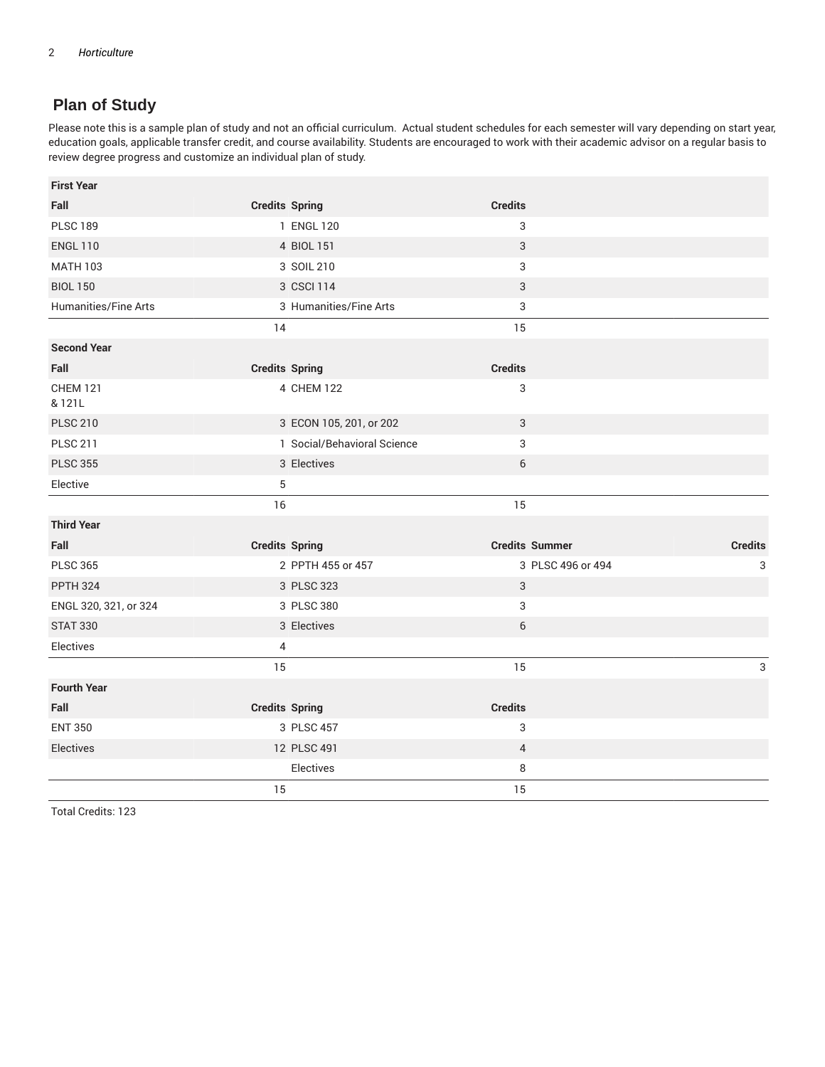## Plan of Study

Please note this is a sample plan of study and not an official curriculum. Actual student schedules for each semester will vary depending on start year, education goals, applicable transfer credit, and course availability. Students are encouraged to work with their academic advisor on a regular basis to review degree progress and customize an individual plan of study.

| First Year | | | | | |
|---|---|---|---|---|---|
| **Fall** | **Credits** | **Spring** | **Credits** | | |
| PLSC 189 | 1 | ENGL 120 | 3 | | |
| ENGL 110 | 4 | BIOL 151 | 3 | | |
| MATH 103 | 3 | SOIL 210 | 3 | | |
| BIOL 150 | 3 | CSCI 114 | 3 | | |
| Humanities/Fine Arts | 3 | Humanities/Fine Arts | 3 | | |
| | 14 | | 15 | | |
| **Second Year** | | | | | |
| **Fall** | **Credits** | **Spring** | **Credits** | | |
| CHEM 121 & 121L | 4 | CHEM 122 | 3 | | |
| PLSC 210 | 3 | ECON 105, 201, or 202 | 3 | | |
| PLSC 211 | 1 | Social/Behavioral Science | 3 | | |
| PLSC 355 | 3 | Electives | 6 | | |
| Elective | 5 | | | | |
| | 16 | | 15 | | |
| **Third Year** | | | | | |
| **Fall** | **Credits** | **Spring** | **Credits** | **Summer** | **Credits** |
| PLSC 365 | 2 | PPTH 455 or 457 | 3 | PLSC 496 or 494 | 3 |
| PPTH 324 | 3 | PLSC 323 | 3 | | |
| ENGL 320, 321, or 324 | 3 | PLSC 380 | 3 | | |
| STAT 330 | 3 | Electives | 6 | | |
| Electives | 4 | | | | |
| | 15 | | 15 | | 3 |
| **Fourth Year** | | | | | |
| **Fall** | **Credits** | **Spring** | **Credits** | | |
| ENT 350 | 3 | PLSC 457 | 3 | | |
| Electives | 12 | PLSC 491 | 4 | | |
| | | Electives | 8 | | |
| | 15 | | 15 | | |

Total Credits: 123